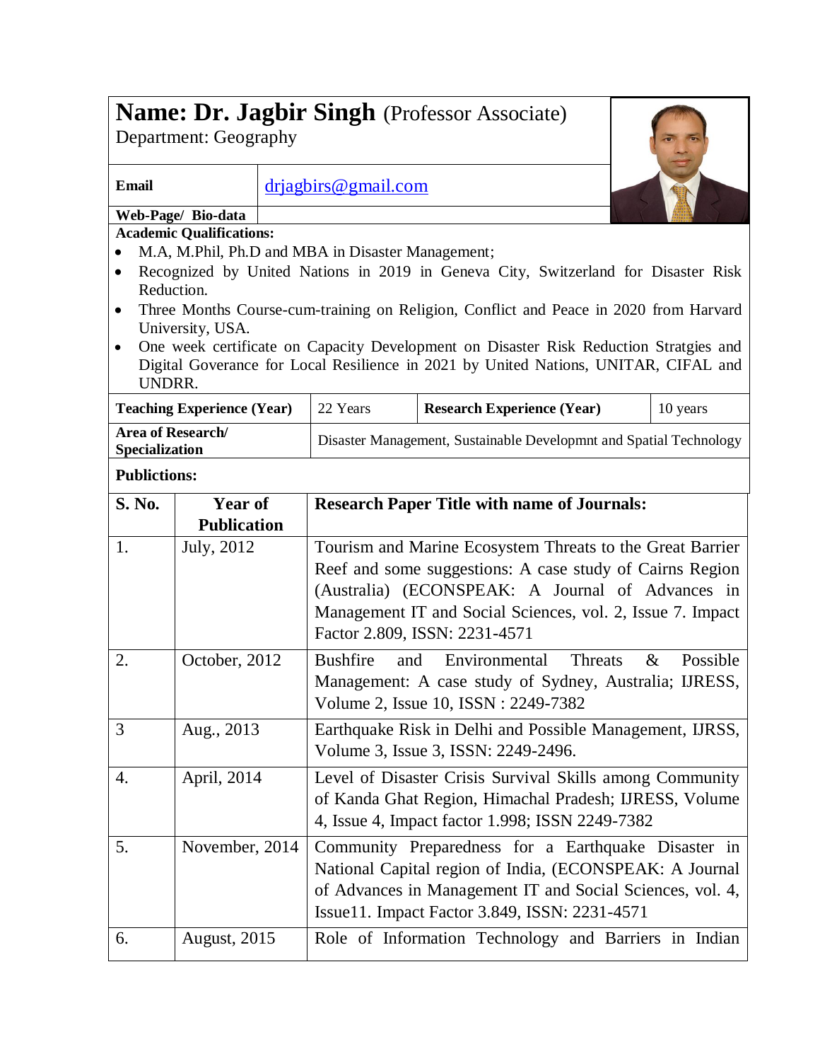# Name: Dr. Jagbir Singh (Professor Associate)

Department: Geography

| **Email** | drjagbirs@gmail.com |
|---|---|
| **Web-Page/ Bio-data** | |

**Academic Qualifications:**

- M.A, M.Phil, Ph.D and MBA in Disaster Management;
- Recognized by United Nations in 2019 in Geneva City, Switzerland for Disaster Risk Reduction.
- Three Months Course-cum-training on Religion, Conflict and Peace in 2020 from Harvard University, USA.
- One week certificate on Capacity Development on Disaster Risk Reduction Stratgies and Digital Goverance for Local Resilience in 2021 by United Nations, UNITAR, CIFAL and UNDRR.

| **Teaching Experience (Year)** | 22 Years | **Research Experience (Year)** | 10 years |
|---|---|---|---|
| **Area of Research/ Specialization** | Disaster Management, Sustainable Developmnt and Spatial Technology | | |

**Publictions:**

| **S. No.** | **Year of Publication** | **Research Paper Title with name of Journals:** |
|---|---|---|
| 1. | July, 2012 | Tourism and Marine Ecosystem Threats to the Great Barrier Reef and some suggestions: A case study of Cairns Region (Australia) (ECONSPEAK: A Journal of Advances in Management IT and Social Sciences, vol. 2, Issue 7. Impact Factor 2.809, ISSN: 2231-4571 |
| 2. | October, 2012 | Bushfire and Environmental Threats & Possible Management: A case study of Sydney, Australia; IJRESS, Volume 2, Issue 10, ISSN : 2249-7382 |
| 3 | Aug., 2013 | Earthquake Risk in Delhi and Possible Management, IJRSS, Volume 3, Issue 3, ISSN: 2249-2496. |
| 4. | April, 2014 | Level of Disaster Crisis Survival Skills among Community of Kanda Ghat Region, Himachal Pradesh; IJRESS, Volume 4, Issue 4, Impact factor 1.998; ISSN 2249-7382 |
| 5. | November, 2014 | Community Preparedness for a Earthquake Disaster in National Capital region of India, (ECONSPEAK: A Journal of Advances in Management IT and Social Sciences, vol. 4, Issue11. Impact Factor 3.849, ISSN: 2231-4571 |
| 6. | August, 2015 | Role of Information Technology and Barriers in Indian |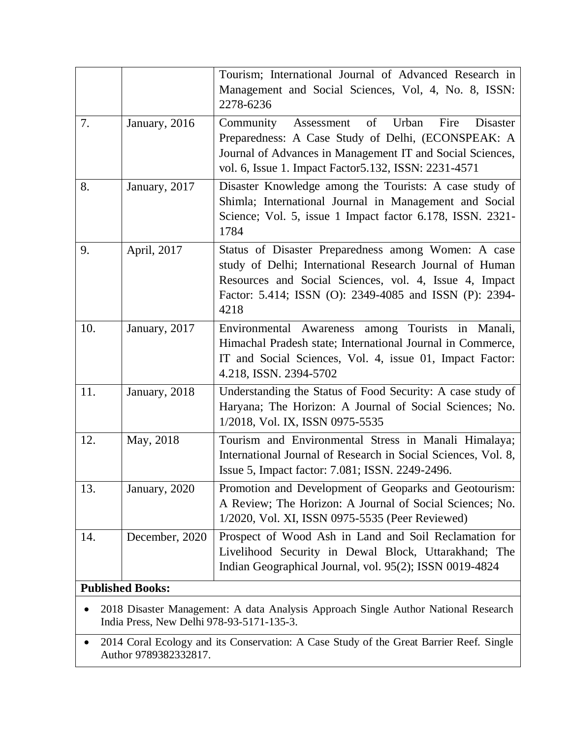| | | |
|---|---|---|
| | | Tourism; International Journal of Advanced Research in Management and Social Sciences, Vol, 4, No. 8, ISSN: 2278-6236 |
| 7. | January, 2016 | Community Assessment of Urban Fire Disaster Preparedness: A Case Study of Delhi, (ECONSPEAK: A Journal of Advances in Management IT and Social Sciences, vol. 6, Issue 1. Impact Factor5.132, ISSN: 2231-4571 |
| 8. | January, 2017 | Disaster Knowledge among the Tourists: A case study of Shimla; International Journal in Management and Social Science; Vol. 5, issue 1 Impact factor 6.178, ISSN. 2321-1784 |
| 9. | April, 2017 | Status of Disaster Preparedness among Women: A case study of Delhi; International Research Journal of Human Resources and Social Sciences, vol. 4, Issue 4, Impact Factor: 5.414; ISSN (O): 2349-4085 and ISSN (P): 2394-4218 |
| 10. | January, 2017 | Environmental Awareness among Tourists in Manali, Himachal Pradesh state; International Journal in Commerce, IT and Social Sciences, Vol. 4, issue 01, Impact Factor: 4.218, ISSN. 2394-5702 |
| 11. | January, 2018 | Understanding the Status of Food Security: A case study of Haryana; The Horizon: A Journal of Social Sciences; No. 1/2018, Vol. IX, ISSN 0975-5535 |
| 12. | May, 2018 | Tourism and Environmental Stress in Manali Himalaya; International Journal of Research in Social Sciences, Vol. 8, Issue 5, Impact factor: 7.081; ISSN. 2249-2496. |
| 13. | January, 2020 | Promotion and Development of Geoparks and Geotourism: A Review; The Horizon: A Journal of Social Sciences; No. 1/2020, Vol. XI, ISSN 0975-5535 (Peer Reviewed) |
| 14. | December, 2020 | Prospect of Wood Ash in Land and Soil Reclamation for Livelihood Security in Dewal Block, Uttarakhand; The Indian Geographical Journal, vol. 95(2); ISSN 0019-4824 |

**Published Books:**

- 2018 Disaster Management: A data Analysis Approach Single Author National Research India Press, New Delhi 978-93-5171-135-3.
- 2014 Coral Ecology and its Conservation: A Case Study of the Great Barrier Reef. Single Author 9789382332817.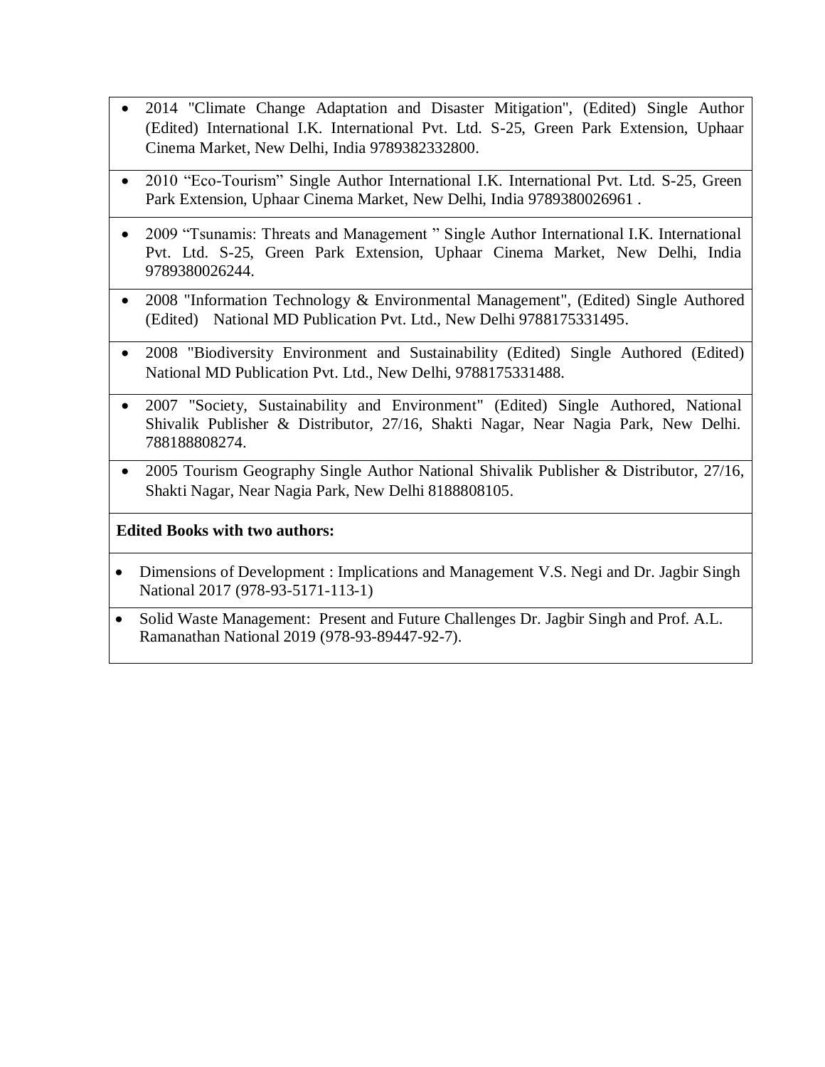- 2014 "Climate Change Adaptation and Disaster Mitigation", (Edited) Single Author (Edited) International I.K. International Pvt. Ltd. S-25, Green Park Extension, Uphaar Cinema Market, New Delhi, India 9789382332800.
- 2010 "Eco-Tourism" Single Author International I.K. International Pvt. Ltd. S-25, Green Park Extension, Uphaar Cinema Market, New Delhi, India 9789380026961 .
- 2009 "Tsunamis: Threats and Management " Single Author International I.K. International Pvt. Ltd. S-25, Green Park Extension, Uphaar Cinema Market, New Delhi, India 9789380026244.
- 2008 "Information Technology & Environmental Management", (Edited) Single Authored (Edited) National MD Publication Pvt. Ltd., New Delhi 9788175331495.
- 2008 "Biodiversity Environment and Sustainability (Edited) Single Authored (Edited) National MD Publication Pvt. Ltd., New Delhi, 9788175331488.
- 2007 "Society, Sustainability and Environment" (Edited) Single Authored, National Shivalik Publisher & Distributor, 27/16, Shakti Nagar, Near Nagia Park, New Delhi. 788188808274.
- 2005 Tourism Geography Single Author National Shivalik Publisher & Distributor, 27/16, Shakti Nagar, Near Nagia Park, New Delhi 8188808105.

**Edited Books with two authors:**

- Dimensions of Development : Implications and Management V.S. Negi and Dr. Jagbir Singh National 2017 (978-93-5171-113-1)
- Solid Waste Management: Present and Future Challenges Dr. Jagbir Singh and Prof. A.L. Ramanathan National 2019 (978-93-89447-92-7).